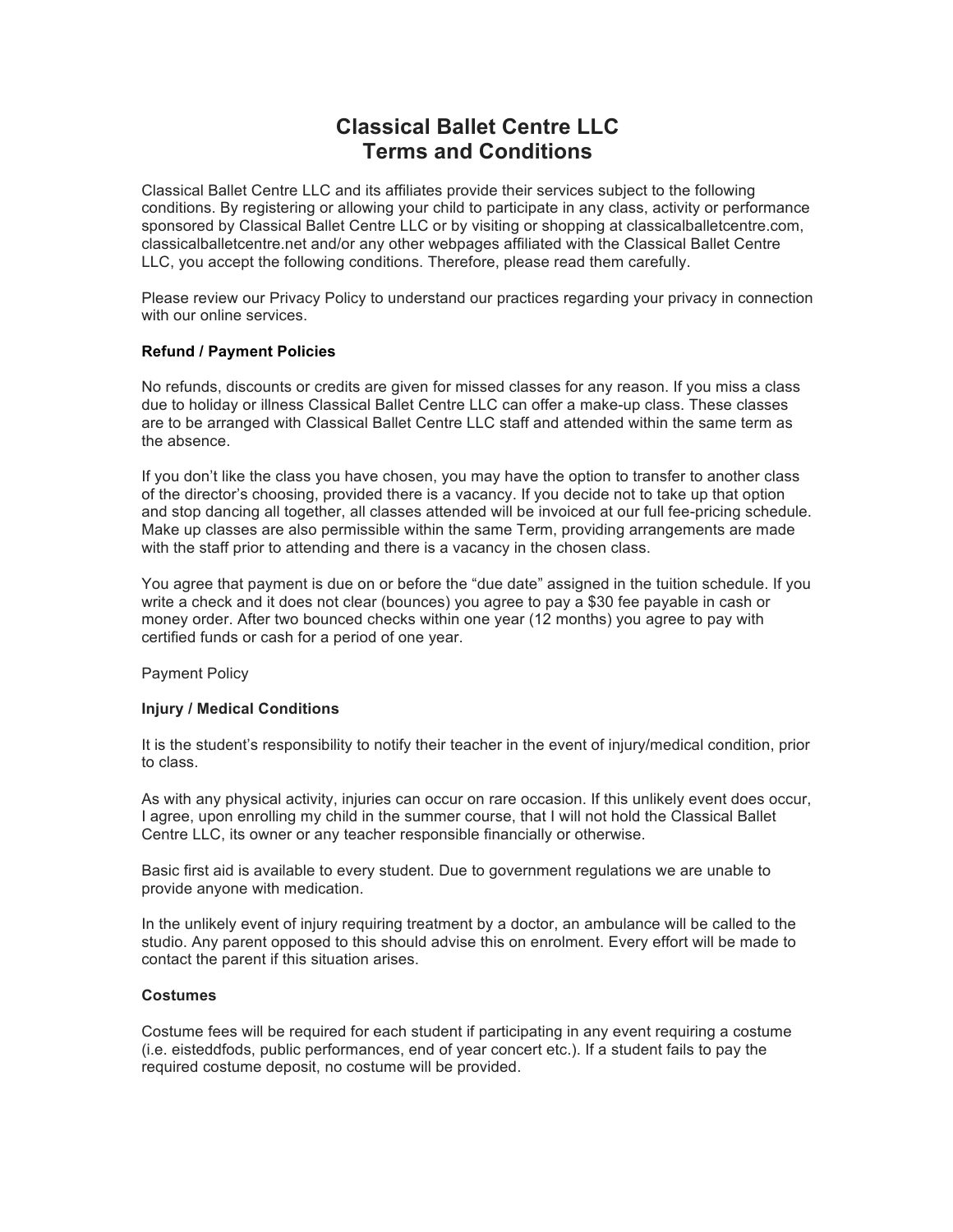# Classical Ballet Centre LLC
# Terms and Conditions

Classical Ballet Centre LLC and its affiliates provide their services subject to the following conditions. By registering or allowing your child to participate in any class, activity or performance sponsored by Classical Ballet Centre LLC or by visiting or shopping at classicalballetcentre.com, classicalballetcentre.net and/or any other webpages affiliated with the Classical Ballet Centre LLC, you accept the following conditions. Therefore, please read them carefully.

Please review our Privacy Policy to understand our practices regarding your privacy in connection with our online services.

**Refund / Payment Policies**

No refunds, discounts or credits are given for missed classes for any reason. If you miss a class due to holiday or illness Classical Ballet Centre LLC can offer a make-up class. These classes are to be arranged with Classical Ballet Centre LLC staff and attended within the same term as the absence.

If you don't like the class you have chosen, you may have the option to transfer to another class of the director's choosing, provided there is a vacancy. If you decide not to take up that option and stop dancing all together, all classes attended will be invoiced at our full fee-pricing schedule. Make up classes are also permissible within the same Term, providing arrangements are made with the staff prior to attending and there is a vacancy in the chosen class.

You agree that payment is due on or before the "due date" assigned in the tuition schedule. If you write a check and it does not clear (bounces) you agree to pay a $30 fee payable in cash or money order. After two bounced checks within one year (12 months) you agree to pay with certified funds or cash for a period of one year.

Payment Policy

**Injury / Medical Conditions**

It is the student's responsibility to notify their teacher in the event of injury/medical condition, prior to class.

As with any physical activity, injuries can occur on rare occasion. If this unlikely event does occur, I agree, upon enrolling my child in the summer course, that I will not hold the Classical Ballet Centre LLC, its owner or any teacher responsible financially or otherwise.

Basic first aid is available to every student. Due to government regulations we are unable to provide anyone with medication.

In the unlikely event of injury requiring treatment by a doctor, an ambulance will be called to the studio. Any parent opposed to this should advise this on enrolment. Every effort will be made to contact the parent if this situation arises.

**Costumes**

Costume fees will be required for each student if participating in any event requiring a costume (i.e. eisteddfods, public performances, end of year concert etc.). If a student fails to pay the required costume deposit, no costume will be provided.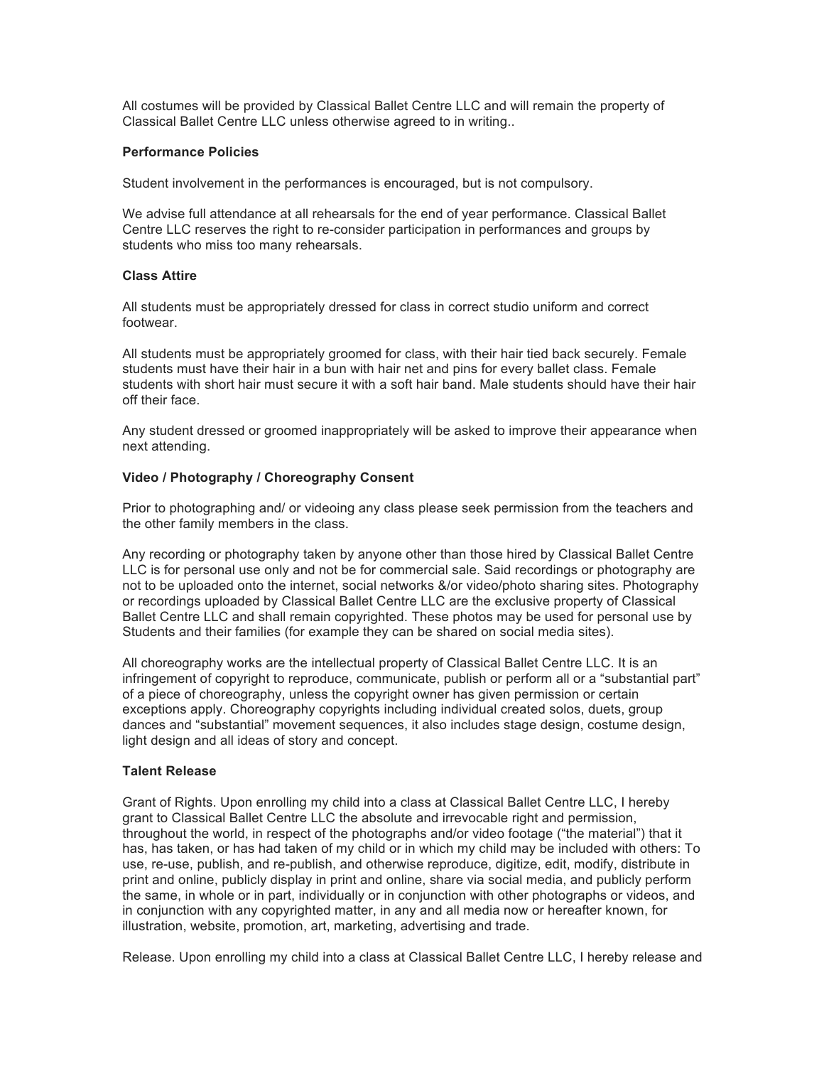All costumes will be provided by Classical Ballet Centre LLC and will remain the property of Classical Ballet Centre LLC unless otherwise agreed to in writing..

**Performance Policies**

Student involvement in the performances is encouraged, but is not compulsory.

We advise full attendance at all rehearsals for the end of year performance. Classical Ballet Centre LLC reserves the right to re-consider participation in performances and groups by students who miss too many rehearsals.

**Class Attire**

All students must be appropriately dressed for class in correct studio uniform and correct footwear.

All students must be appropriately groomed for class, with their hair tied back securely. Female students must have their hair in a bun with hair net and pins for every ballet class. Female students with short hair must secure it with a soft hair band. Male students should have their hair off their face.

Any student dressed or groomed inappropriately will be asked to improve their appearance when next attending.

**Video / Photography / Choreography Consent**

Prior to photographing and/ or videoing any class please seek permission from the teachers and the other family members in the class.

Any recording or photography taken by anyone other than those hired by Classical Ballet Centre LLC is for personal use only and not be for commercial sale. Said recordings or photography are not to be uploaded onto the internet, social networks &/or video/photo sharing sites. Photography or recordings uploaded by Classical Ballet Centre LLC are the exclusive property of Classical Ballet Centre LLC and shall remain copyrighted. These photos may be used for personal use by Students and their families (for example they can be shared on social media sites).

All choreography works are the intellectual property of Classical Ballet Centre LLC. It is an infringement of copyright to reproduce, communicate, publish or perform all or a "substantial part" of a piece of choreography, unless the copyright owner has given permission or certain exceptions apply. Choreography copyrights including individual created solos, duets, group dances and "substantial" movement sequences, it also includes stage design, costume design, light design and all ideas of story and concept.

**Talent Release**

Grant of Rights. Upon enrolling my child into a class at Classical Ballet Centre LLC, I hereby grant to Classical Ballet Centre LLC the absolute and irrevocable right and permission, throughout the world, in respect of the photographs and/or video footage ("the material") that it has, has taken, or has had taken of my child or in which my child may be included with others: To use, re-use, publish, and re-publish, and otherwise reproduce, digitize, edit, modify, distribute in print and online, publicly display in print and online, share via social media, and publicly perform the same, in whole or in part, individually or in conjunction with other photographs or videos, and in conjunction with any copyrighted matter, in any and all media now or hereafter known, for illustration, website, promotion, art, marketing, advertising and trade.

Release. Upon enrolling my child into a class at Classical Ballet Centre LLC, I hereby release and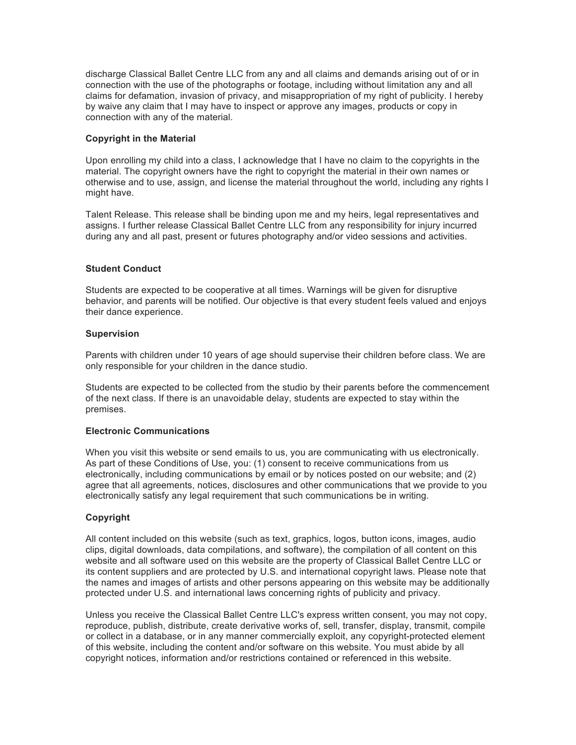discharge Classical Ballet Centre LLC from any and all claims and demands arising out of or in connection with the use of the photographs or footage, including without limitation any and all claims for defamation, invasion of privacy, and misappropriation of my right of publicity. I hereby by waive any claim that I may have to inspect or approve any images, products or copy in connection with any of the material.

**Copyright in the Material**

Upon enrolling my child into a class, I acknowledge that I have no claim to the copyrights in the material. The copyright owners have the right to copyright the material in their own names or otherwise and to use, assign, and license the material throughout the world, including any rights I might have.

Talent Release. This release shall be binding upon me and my heirs, legal representatives and assigns. I further release Classical Ballet Centre LLC from any responsibility for injury incurred during any and all past, present or futures photography and/or video sessions and activities.

**Student Conduct**

Students are expected to be cooperative at all times. Warnings will be given for disruptive behavior, and parents will be notified. Our objective is that every student feels valued and enjoys their dance experience.

**Supervision**

Parents with children under 10 years of age should supervise their children before class. We are only responsible for your children in the dance studio.

Students are expected to be collected from the studio by their parents before the commencement of the next class. If there is an unavoidable delay, students are expected to stay within the premises.

**Electronic Communications**

When you visit this website or send emails to us, you are communicating with us electronically. As part of these Conditions of Use, you: (1) consent to receive communications from us electronically, including communications by email or by notices posted on our website; and (2) agree that all agreements, notices, disclosures and other communications that we provide to you electronically satisfy any legal requirement that such communications be in writing.

**Copyright**

All content included on this website (such as text, graphics, logos, button icons, images, audio clips, digital downloads, data compilations, and software), the compilation of all content on this website and all software used on this website are the property of Classical Ballet Centre LLC or its content suppliers and are protected by U.S. and international copyright laws. Please note that the names and images of artists and other persons appearing on this website may be additionally protected under U.S. and international laws concerning rights of publicity and privacy.

Unless you receive the Classical Ballet Centre LLC's express written consent, you may not copy, reproduce, publish, distribute, create derivative works of, sell, transfer, display, transmit, compile or collect in a database, or in any manner commercially exploit, any copyright-protected element of this website, including the content and/or software on this website. You must abide by all copyright notices, information and/or restrictions contained or referenced in this website.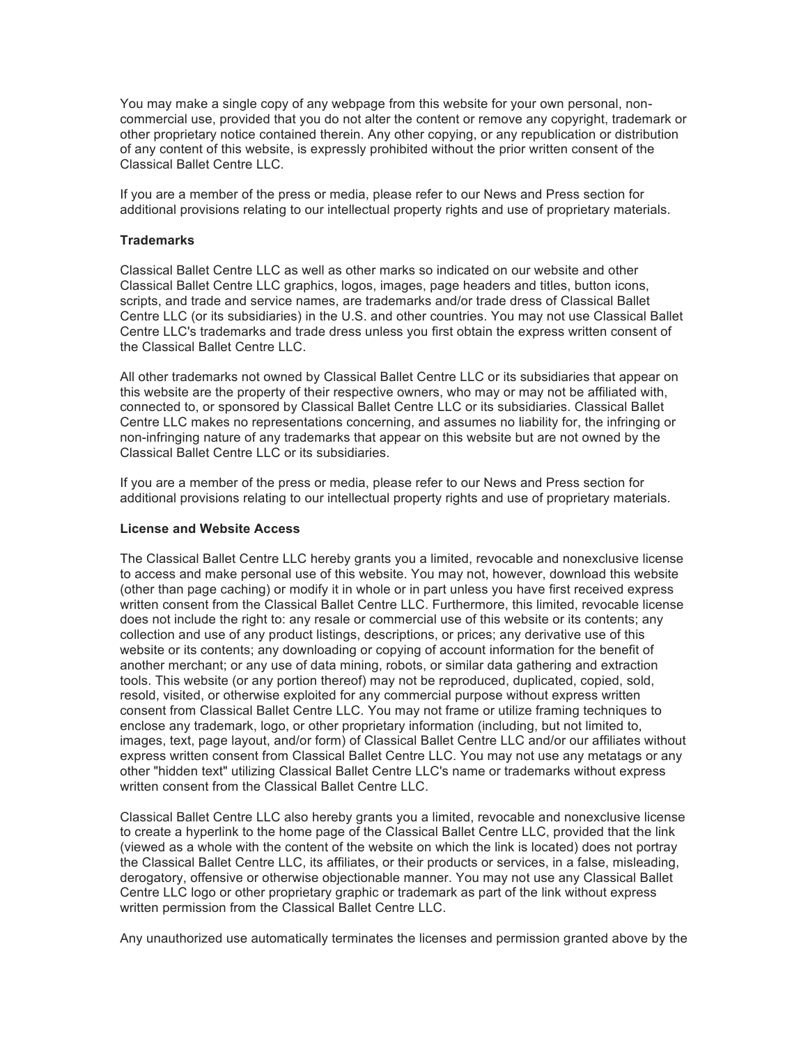You may make a single copy of any webpage from this website for your own personal, non-commercial use, provided that you do not alter the content or remove any copyright, trademark or other proprietary notice contained therein. Any other copying, or any republication or distribution of any content of this website, is expressly prohibited without the prior written consent of the Classical Ballet Centre LLC.

If you are a member of the press or media, please refer to our News and Press section for additional provisions relating to our intellectual property rights and use of proprietary materials.

**Trademarks**

Classical Ballet Centre LLC as well as other marks so indicated on our website and other Classical Ballet Centre LLC graphics, logos, images, page headers and titles, button icons, scripts, and trade and service names, are trademarks and/or trade dress of Classical Ballet Centre LLC (or its subsidiaries) in the U.S. and other countries. You may not use Classical Ballet Centre LLC's trademarks and trade dress unless you first obtain the express written consent of the Classical Ballet Centre LLC.

All other trademarks not owned by Classical Ballet Centre LLC or its subsidiaries that appear on this website are the property of their respective owners, who may or may not be affiliated with, connected to, or sponsored by Classical Ballet Centre LLC or its subsidiaries. Classical Ballet Centre LLC makes no representations concerning, and assumes no liability for, the infringing or non-infringing nature of any trademarks that appear on this website but are not owned by the Classical Ballet Centre LLC or its subsidiaries.

If you are a member of the press or media, please refer to our News and Press section for additional provisions relating to our intellectual property rights and use of proprietary materials.

**License and Website Access**

The Classical Ballet Centre LLC hereby grants you a limited, revocable and nonexclusive license to access and make personal use of this website. You may not, however, download this website (other than page caching) or modify it in whole or in part unless you have first received express written consent from the Classical Ballet Centre LLC. Furthermore, this limited, revocable license does not include the right to: any resale or commercial use of this website or its contents; any collection and use of any product listings, descriptions, or prices; any derivative use of this website or its contents; any downloading or copying of account information for the benefit of another merchant; or any use of data mining, robots, or similar data gathering and extraction tools. This website (or any portion thereof) may not be reproduced, duplicated, copied, sold, resold, visited, or otherwise exploited for any commercial purpose without express written consent from Classical Ballet Centre LLC. You may not frame or utilize framing techniques to enclose any trademark, logo, or other proprietary information (including, but not limited to, images, text, page layout, and/or form) of Classical Ballet Centre LLC and/or our affiliates without express written consent from Classical Ballet Centre LLC. You may not use any metatags or any other "hidden text" utilizing Classical Ballet Centre LLC's name or trademarks without express written consent from the Classical Ballet Centre LLC.

Classical Ballet Centre LLC also hereby grants you a limited, revocable and nonexclusive license to create a hyperlink to the home page of the Classical Ballet Centre LLC, provided that the link (viewed as a whole with the content of the website on which the link is located) does not portray the Classical Ballet Centre LLC, its affiliates, or their products or services, in a false, misleading, derogatory, offensive or otherwise objectionable manner. You may not use any Classical Ballet Centre LLC logo or other proprietary graphic or trademark as part of the link without express written permission from the Classical Ballet Centre LLC.

Any unauthorized use automatically terminates the licenses and permission granted above by the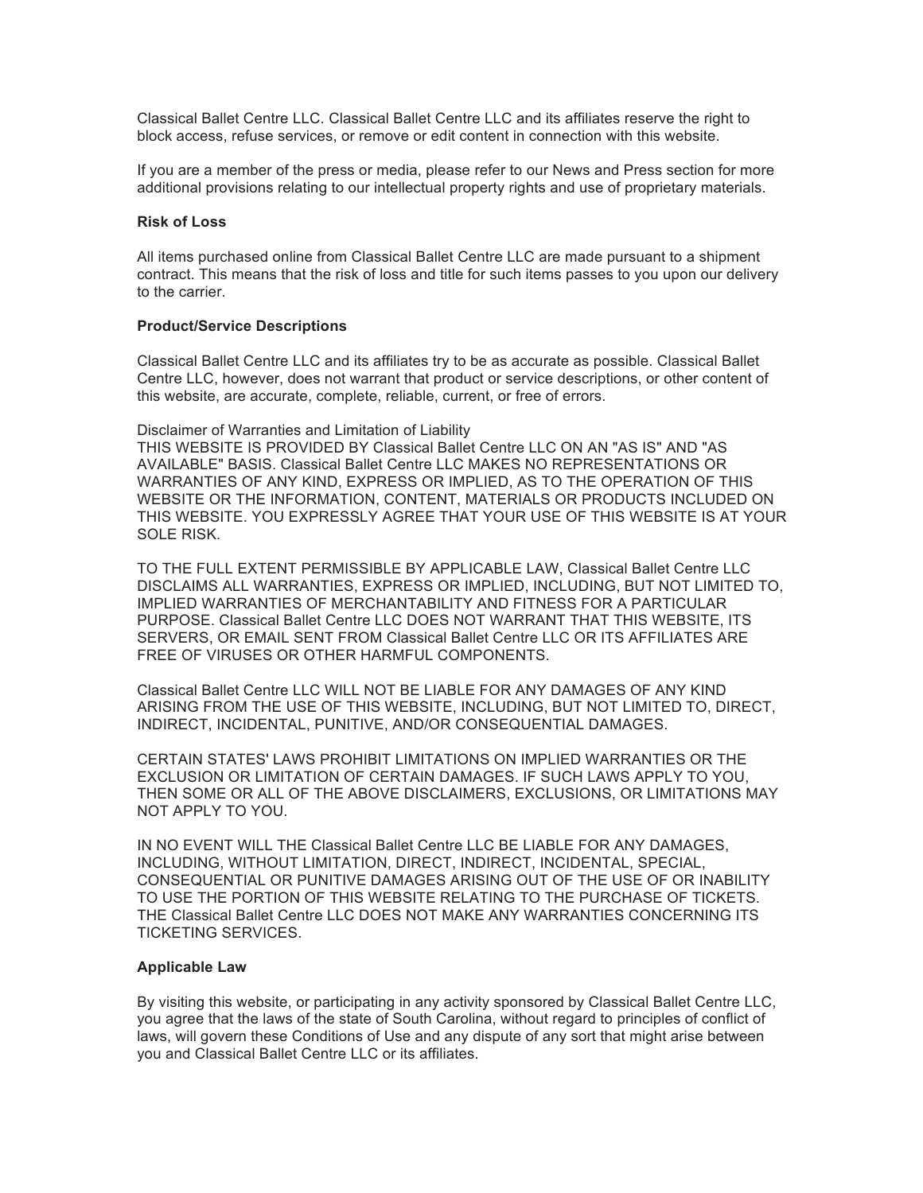Classical Ballet Centre LLC. Classical Ballet Centre LLC and its affiliates reserve the right to block access, refuse services, or remove or edit content in connection with this website.

If you are a member of the press or media, please refer to our News and Press section for more additional provisions relating to our intellectual property rights and use of proprietary materials.

**Risk of Loss**

All items purchased online from Classical Ballet Centre LLC are made pursuant to a shipment contract. This means that the risk of loss and title for such items passes to you upon our delivery to the carrier.

**Product/Service Descriptions**

Classical Ballet Centre LLC and its affiliates try to be as accurate as possible. Classical Ballet Centre LLC, however, does not warrant that product or service descriptions, or other content of this website, are accurate, complete, reliable, current, or free of errors.

Disclaimer of Warranties and Limitation of Liability
THIS WEBSITE IS PROVIDED BY Classical Ballet Centre LLC ON AN "AS IS" AND "AS AVAILABLE" BASIS. Classical Ballet Centre LLC MAKES NO REPRESENTATIONS OR WARRANTIES OF ANY KIND, EXPRESS OR IMPLIED, AS TO THE OPERATION OF THIS WEBSITE OR THE INFORMATION, CONTENT, MATERIALS OR PRODUCTS INCLUDED ON THIS WEBSITE. YOU EXPRESSLY AGREE THAT YOUR USE OF THIS WEBSITE IS AT YOUR SOLE RISK.

TO THE FULL EXTENT PERMISSIBLE BY APPLICABLE LAW, Classical Ballet Centre LLC DISCLAIMS ALL WARRANTIES, EXPRESS OR IMPLIED, INCLUDING, BUT NOT LIMITED TO, IMPLIED WARRANTIES OF MERCHANTABILITY AND FITNESS FOR A PARTICULAR PURPOSE. Classical Ballet Centre LLC DOES NOT WARRANT THAT THIS WEBSITE, ITS SERVERS, OR EMAIL SENT FROM Classical Ballet Centre LLC OR ITS AFFILIATES ARE FREE OF VIRUSES OR OTHER HARMFUL COMPONENTS.

Classical Ballet Centre LLC WILL NOT BE LIABLE FOR ANY DAMAGES OF ANY KIND ARISING FROM THE USE OF THIS WEBSITE, INCLUDING, BUT NOT LIMITED TO, DIRECT, INDIRECT, INCIDENTAL, PUNITIVE, AND/OR CONSEQUENTIAL DAMAGES.

CERTAIN STATES' LAWS PROHIBIT LIMITATIONS ON IMPLIED WARRANTIES OR THE EXCLUSION OR LIMITATION OF CERTAIN DAMAGES. IF SUCH LAWS APPLY TO YOU, THEN SOME OR ALL OF THE ABOVE DISCLAIMERS, EXCLUSIONS, OR LIMITATIONS MAY NOT APPLY TO YOU.

IN NO EVENT WILL THE Classical Ballet Centre LLC BE LIABLE FOR ANY DAMAGES, INCLUDING, WITHOUT LIMITATION, DIRECT, INDIRECT, INCIDENTAL, SPECIAL, CONSEQUENTIAL OR PUNITIVE DAMAGES ARISING OUT OF THE USE OF OR INABILITY TO USE THE PORTION OF THIS WEBSITE RELATING TO THE PURCHASE OF TICKETS. THE Classical Ballet Centre LLC DOES NOT MAKE ANY WARRANTIES CONCERNING ITS TICKETING SERVICES.

**Applicable Law**

By visiting this website, or participating in any activity sponsored by Classical Ballet Centre LLC, you agree that the laws of the state of South Carolina, without regard to principles of conflict of laws, will govern these Conditions of Use and any dispute of any sort that might arise between you and Classical Ballet Centre LLC or its affiliates.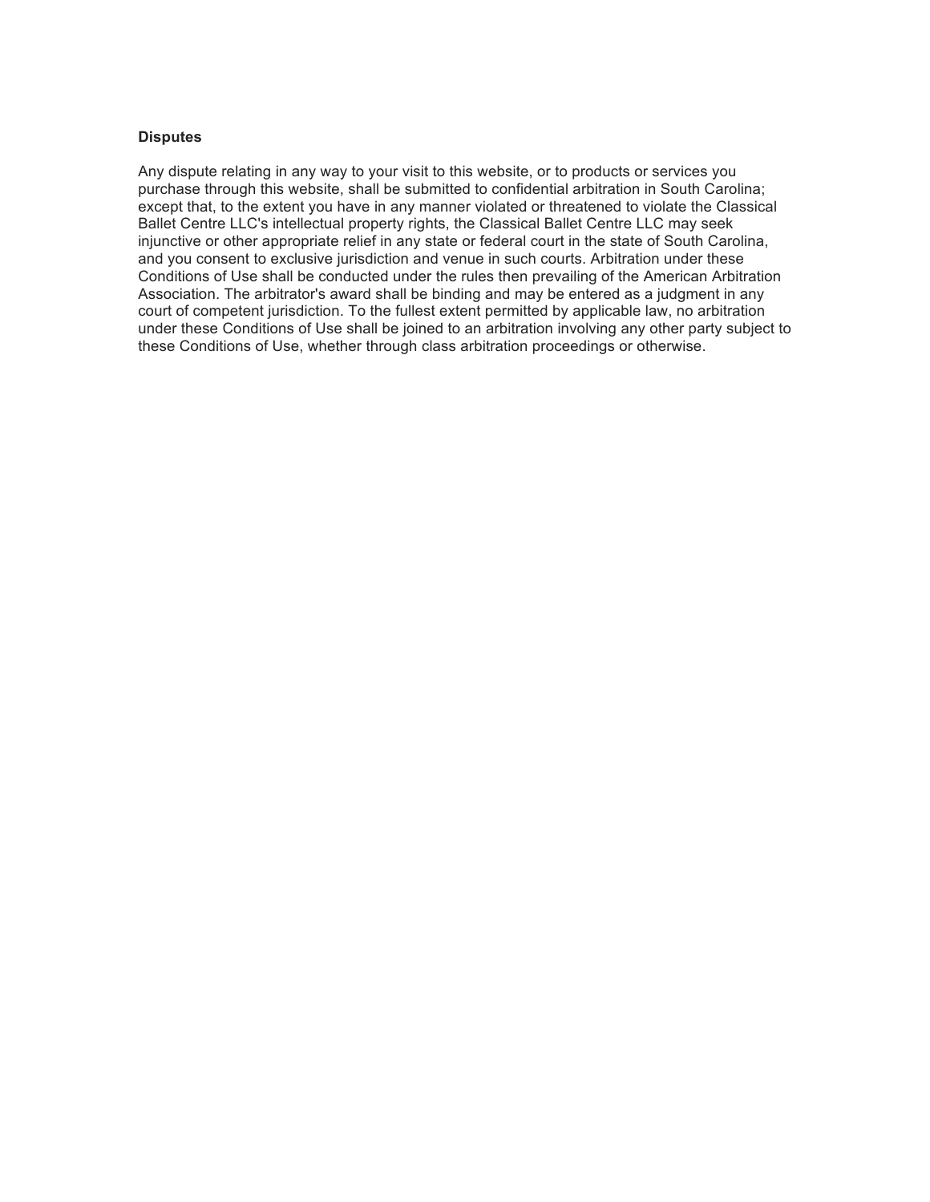**Disputes**

Any dispute relating in any way to your visit to this website, or to products or services you purchase through this website, shall be submitted to confidential arbitration in South Carolina; except that, to the extent you have in any manner violated or threatened to violate the Classical Ballet Centre LLC's intellectual property rights, the Classical Ballet Centre LLC may seek injunctive or other appropriate relief in any state or federal court in the state of South Carolina, and you consent to exclusive jurisdiction and venue in such courts. Arbitration under these Conditions of Use shall be conducted under the rules then prevailing of the American Arbitration Association. The arbitrator's award shall be binding and may be entered as a judgment in any court of competent jurisdiction. To the fullest extent permitted by applicable law, no arbitration under these Conditions of Use shall be joined to an arbitration involving any other party subject to these Conditions of Use, whether through class arbitration proceedings or otherwise.